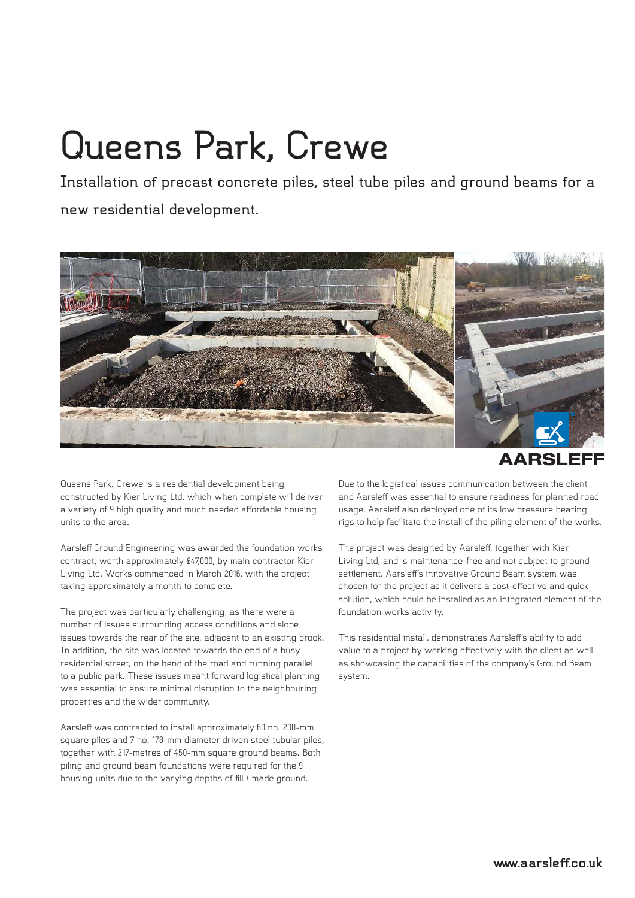# Queens Park, Crewe

## Installation of precast concrete piles, steel tube piles and ground beams for a new residential development.

Queens Park, Crewe is a residential development being constructed by Kier Living Ltd, which when complete will deliver a variety of 9 high quality and much needed affordable housing units to the area.

Aarsleff Ground Engineering was awarded the foundation works contract, worth approximately £47,000, by main contractor Kier Living Ltd. Works commenced in March 2016, with the project taking approximately a month to complete.

The project was particularly challenging, as there were a number of issues surrounding access conditions and slope issues towards the rear of the site, adjacent to an existing brook. In addition, the site was located towards the end of a busy residential street, on the bend of the road and running parallel to a public park. These issues meant forward logistical planning was essential to ensure minimal disruption to the neighbouring properties and the wider community.

Aarsleff was contracted to install approximately 60 no. 200-mm square piles and 7 no. 178-mm diameter driven steel tubular piles, together with 217-metres of 450-mm square ground beams. Both piling and ground beam foundations were required for the 9 housing units due to the varying depths of fill / made ground.

Due to the logistical issues communication between the client and Aarsleff was essential to ensure readiness for planned road usage. Aarsleff also deployed one of its low pressure bearing rigs to help facilitate the install of the piling element of the works.

The project was designed by Aarsleff, together with Kier Living Ltd, and is maintenance-free and not subject to ground settlement. Aarsleff's innovative Ground Beam system was chosen for the project as it delivers a cost-effective and quick solution, which could be installed as an integrated element of the foundation works activity.

This residential install, demonstrates Aarsleff's ability to add value to a project by working effectively with the client as well as showcasing the capabilities of the company's Ground Beam system.

www.aarsleff.co.uk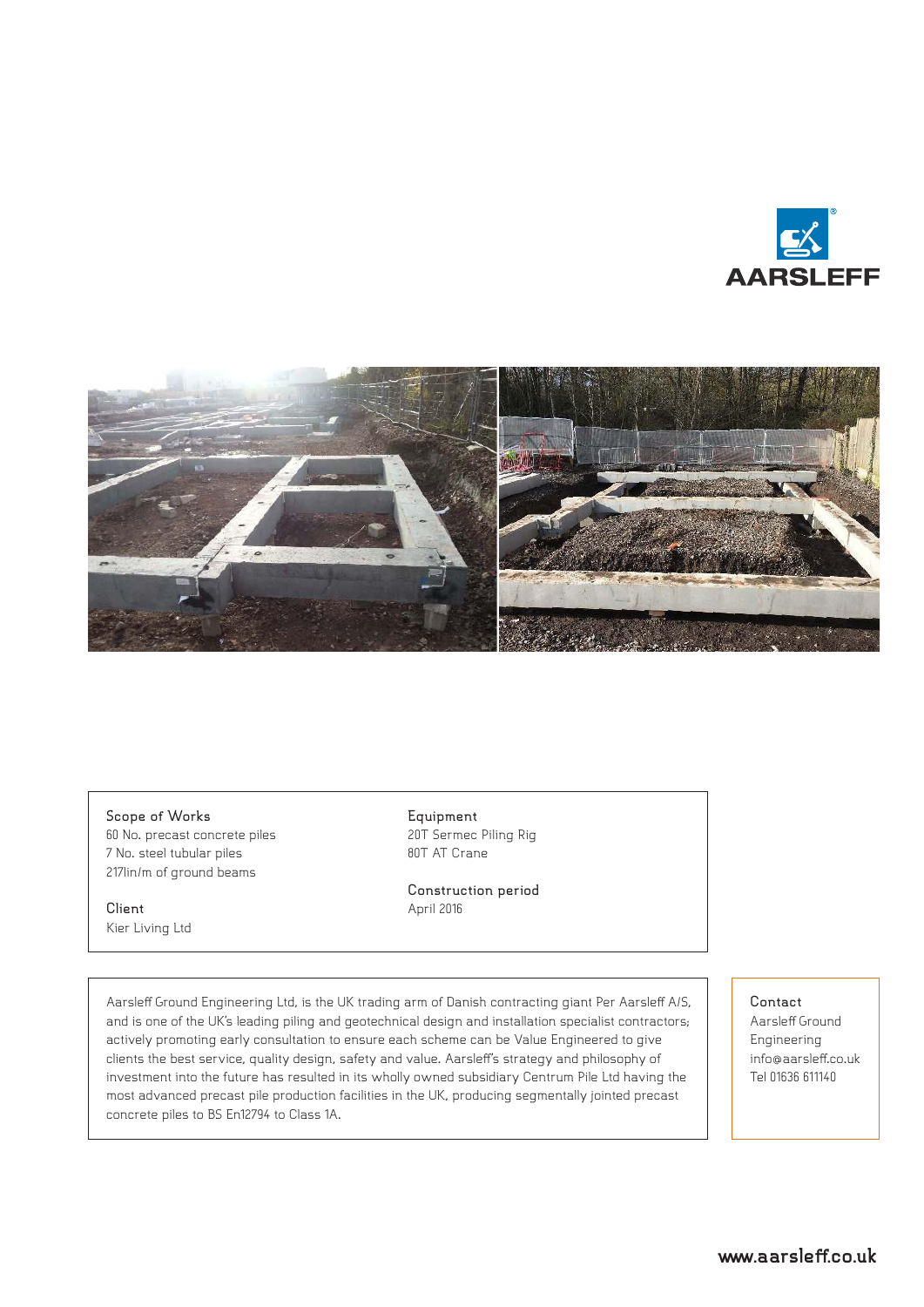AARSLEFF

**Scope of Works**

60 No. precast concrete piles
7 No. steel tubular piles
217lin/m of ground beams

**Client**

Kier Living Ltd

**Equipment**

20T Sermec Piling Rig
80T AT Crane

**Construction period**

April 2016

Aarsleff Ground Engineering Ltd, is the UK trading arm of Danish contracting giant Per Aarsleff A/S, and is one of the UK's leading piling and geotechnical design and installation specialist contractors; actively promoting early consultation to ensure each scheme can be Value Engineered to give clients the best service, quality design, safety and value. Aarsleff's strategy and philosophy of investment into the future has resulted in its wholly owned subsidiary Centrum Pile Ltd having the most advanced precast pile production facilities in the UK, producing segmentally jointed precast concrete piles to BS En12794 to Class 1A.

**Contact**

Aarsleff Ground Engineering
info@aarsleff.co.uk
Tel 01636 611140

www.aarsleff.co.uk